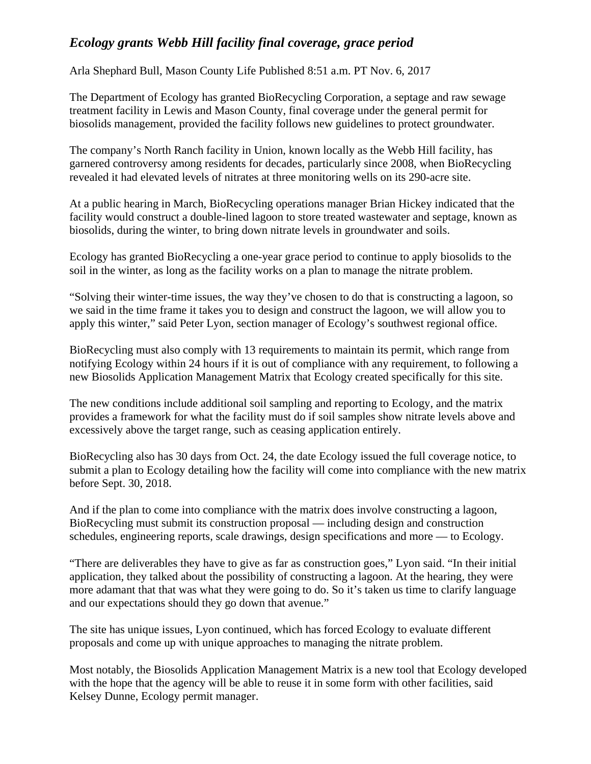# *Ecology grants Webb Hill facility final coverage, grace period*

Arla Shephard Bull, Mason County Life Published 8:51 a.m. PT Nov. 6, 2017

The Department of Ecology has granted BioRecycling Corporation, a septage and raw sewage treatment facility in Lewis and Mason County, final coverage under the general permit for biosolids management, provided the facility follows new guidelines to protect groundwater.

The company's North Ranch facility in Union, known locally as the Webb Hill facility, has garnered controversy among residents for decades, particularly since 2008, when BioRecycling revealed it had elevated levels of nitrates at three monitoring wells on its 290-acre site.

At a public hearing in March, BioRecycling operations manager Brian Hickey indicated that the facility would construct a double-lined lagoon to store treated wastewater and septage, known as biosolids, during the winter, to bring down nitrate levels in groundwater and soils.

Ecology has granted BioRecycling a one-year grace period to continue to apply biosolids to the soil in the winter, as long as the facility works on a plan to manage the nitrate problem.

"Solving their winter-time issues, the way they've chosen to do that is constructing a lagoon, so we said in the time frame it takes you to design and construct the lagoon, we will allow you to apply this winter," said Peter Lyon, section manager of Ecology's southwest regional office.

BioRecycling must also comply with 13 requirements to maintain its permit, which range from notifying Ecology within 24 hours if it is out of compliance with any requirement, to following a new Biosolids Application Management Matrix that Ecology created specifically for this site.

The new conditions include additional soil sampling and reporting to Ecology, and the matrix provides a framework for what the facility must do if soil samples show nitrate levels above and excessively above the target range, such as ceasing application entirely.

BioRecycling also has 30 days from Oct. 24, the date Ecology issued the full coverage notice, to submit a plan to Ecology detailing how the facility will come into compliance with the new matrix before Sept. 30, 2018.

And if the plan to come into compliance with the matrix does involve constructing a lagoon, BioRecycling must submit its construction proposal — including design and construction schedules, engineering reports, scale drawings, design specifications and more — to Ecology.

"There are deliverables they have to give as far as construction goes," Lyon said. "In their initial application, they talked about the possibility of constructing a lagoon. At the hearing, they were more adamant that that was what they were going to do. So it's taken us time to clarify language and our expectations should they go down that avenue."

The site has unique issues, Lyon continued, which has forced Ecology to evaluate different proposals and come up with unique approaches to managing the nitrate problem.

Most notably, the Biosolids Application Management Matrix is a new tool that Ecology developed with the hope that the agency will be able to reuse it in some form with other facilities, said Kelsey Dunne, Ecology permit manager.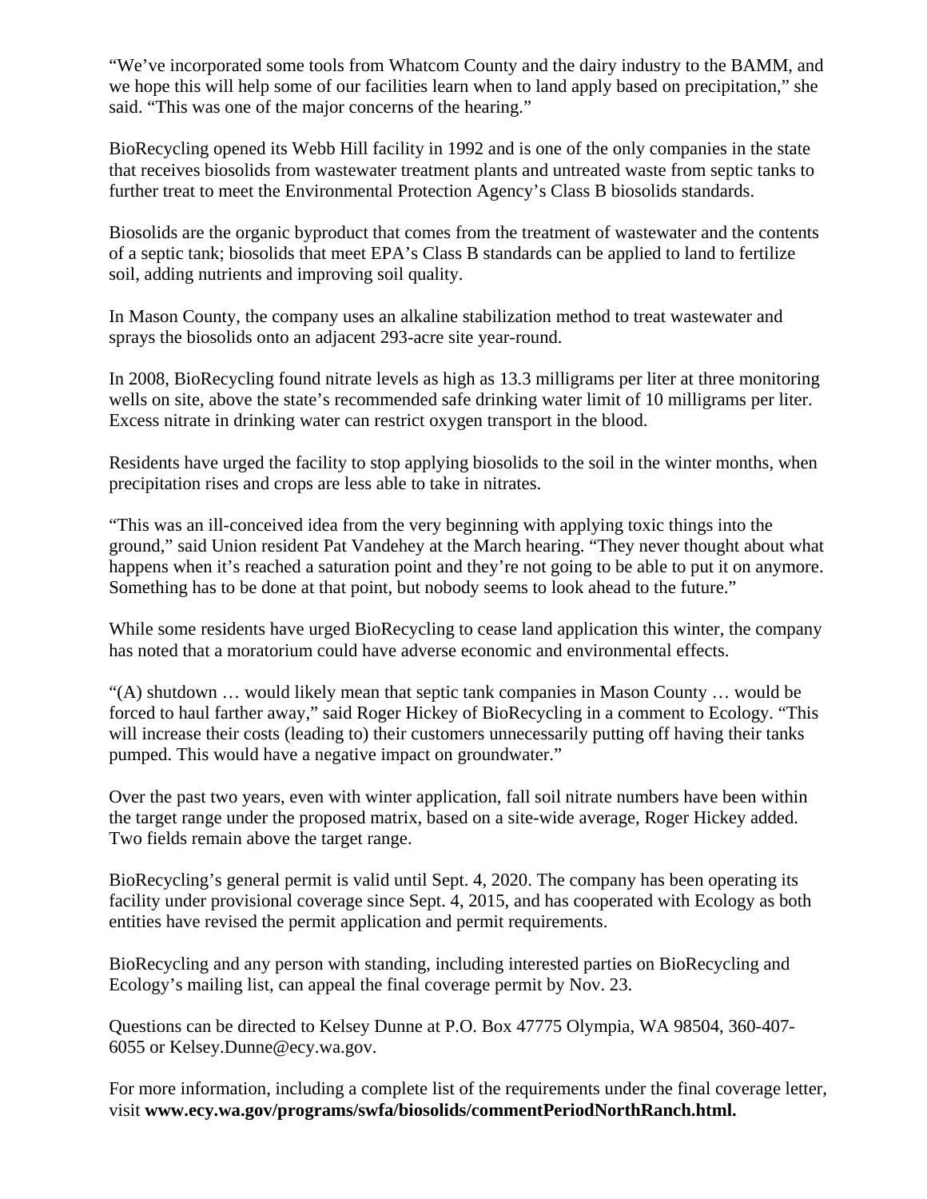"We've incorporated some tools from Whatcom County and the dairy industry to the BAMM, and we hope this will help some of our facilities learn when to land apply based on precipitation," she said. "This was one of the major concerns of the hearing."

BioRecycling opened its Webb Hill facility in 1992 and is one of the only companies in the state that receives biosolids from wastewater treatment plants and untreated waste from septic tanks to further treat to meet the Environmental Protection Agency's Class B biosolids standards.

Biosolids are the organic byproduct that comes from the treatment of wastewater and the contents of a septic tank; biosolids that meet EPA's Class B standards can be applied to land to fertilize soil, adding nutrients and improving soil quality.

In Mason County, the company uses an alkaline stabilization method to treat wastewater and sprays the biosolids onto an adjacent 293-acre site year-round.

In 2008, BioRecycling found nitrate levels as high as 13.3 milligrams per liter at three monitoring wells on site, above the state's recommended safe drinking water limit of 10 milligrams per liter. Excess nitrate in drinking water can restrict oxygen transport in the blood.

Residents have urged the facility to stop applying biosolids to the soil in the winter months, when precipitation rises and crops are less able to take in nitrates.

"This was an ill-conceived idea from the very beginning with applying toxic things into the ground," said Union resident Pat Vandehey at the March hearing. "They never thought about what happens when it's reached a saturation point and they're not going to be able to put it on anymore. Something has to be done at that point, but nobody seems to look ahead to the future."

While some residents have urged BioRecycling to cease land application this winter, the company has noted that a moratorium could have adverse economic and environmental effects.

"(A) shutdown … would likely mean that septic tank companies in Mason County … would be forced to haul farther away," said Roger Hickey of BioRecycling in a comment to Ecology. "This will increase their costs (leading to) their customers unnecessarily putting off having their tanks pumped. This would have a negative impact on groundwater."

Over the past two years, even with winter application, fall soil nitrate numbers have been within the target range under the proposed matrix, based on a site-wide average, Roger Hickey added. Two fields remain above the target range.

BioRecycling's general permit is valid until Sept. 4, 2020. The company has been operating its facility under provisional coverage since Sept. 4, 2015, and has cooperated with Ecology as both entities have revised the permit application and permit requirements.

BioRecycling and any person with standing, including interested parties on BioRecycling and Ecology's mailing list, can appeal the final coverage permit by Nov. 23.

Questions can be directed to Kelsey Dunne at P.O. Box 47775 Olympia, WA 98504, 360-407-6055 or Kelsey.Dunne@ecy.wa.gov.

For more information, including a complete list of the requirements under the final coverage letter, visit **www.ecy.wa.gov/programs/swfa/biosolids/commentPeriodNorthRanch.html.**